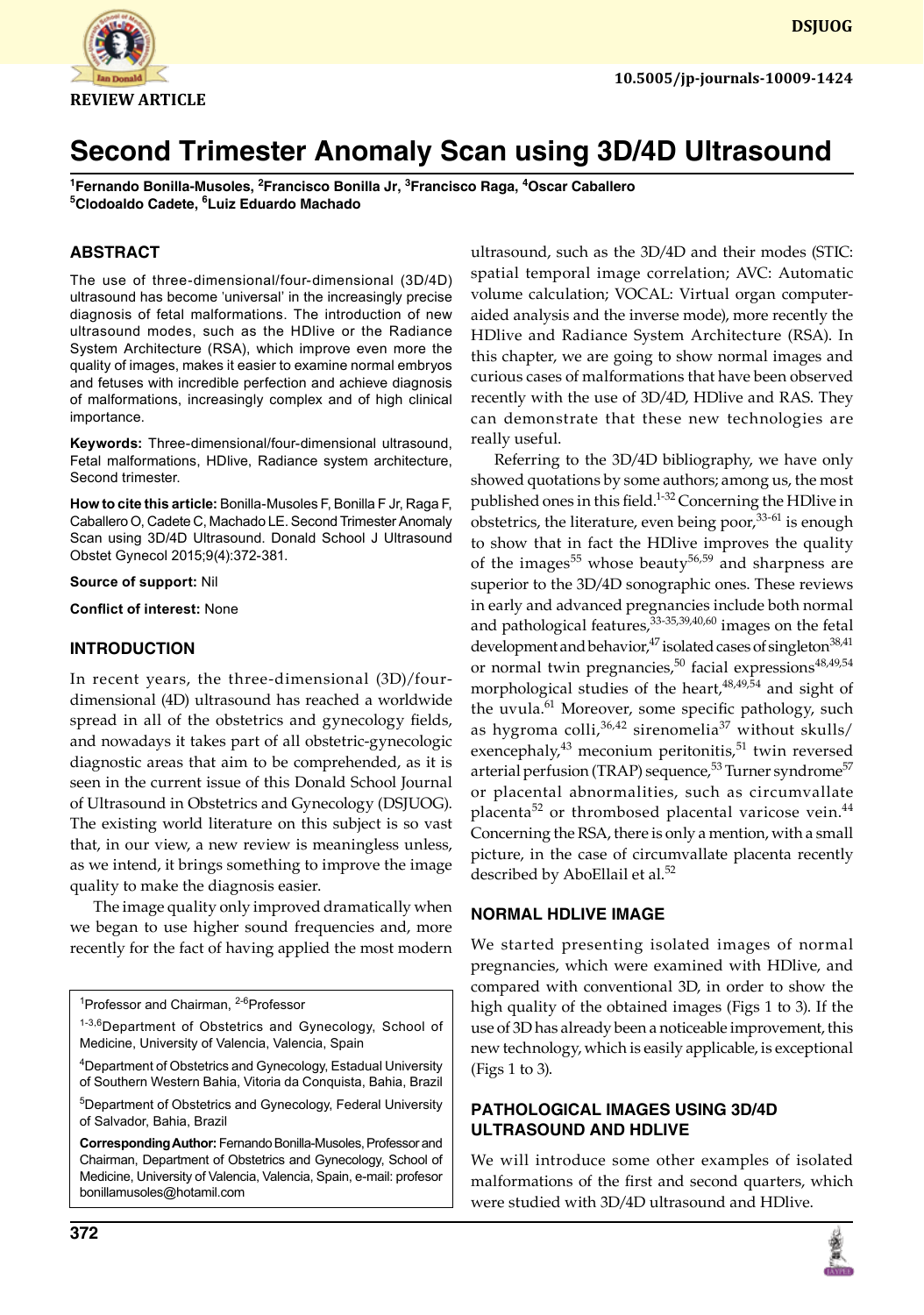REVIEW ARTICLE

10.5005/jp-journals-10009-1424

# Second Trimester Anomaly Scan using 3D/4D Ultrasound

[1]Fernando Bonilla-Musoles, [2]Francisco Bonilla Jr, [3]Francisco Raga, [4]Oscar Caballero
[5]Clodoaldo Cadete, [6]Luiz Eduardo Machado

## ABSTRACT

The use of three-dimensional/four-dimensional (3D/4D) ultrasound has become 'universal' in the increasingly precise diagnosis of fetal malformations. The introduction of new ultrasound modes, such as the HDlive or the Radiance System Architecture (RSA), which improve even more the quality of images, makes it easier to examine normal embryos and fetuses with incredible perfection and achieve diagnosis of malformations, increasingly complex and of high clinical importance.

**Keywords:** Three-dimensional/four-dimensional ultrasound, Fetal malformations, HDlive, Radiance system architecture, Second trimester.

**How to cite this article:** Bonilla-Musoles F, Bonilla F Jr, Raga F, Caballero O, Cadete C, Machado LE. Second Trimester Anomaly Scan using 3D/4D Ultrasound. Donald School J Ultrasound Obstet Gynecol 2015;9(4):372-381.

**Source of support:** Nil

**Conflict of interest:** None

## INTRODUCTION

In recent years, the three-dimensional (3D)/four-dimensional (4D) ultrasound has reached a worldwide spread in all of the obstetrics and gynecology fields, and nowadays it takes part of all obstetric-gynecologic diagnostic areas that aim to be comprehended, as it is seen in the current issue of this Donald School Journal of Ultrasound in Obstetrics and Gynecology (DSJUOG). The existing world literature on this subject is so vast that, in our view, a new review is meaningless unless, as we intend, it brings something to improve the image quality to make the diagnosis easier.

The image quality only improved dramatically when we began to use higher sound frequencies and, more recently for the fact of having applied the most modern ultrasound, such as the 3D/4D and their modes (STIC: spatial temporal image correlation; AVC: Automatic volume calculation; VOCAL: Virtual organ computer-aided analysis and the inverse mode), more recently the HDlive and Radiance System Architecture (RSA). In this chapter, we are going to show normal images and curious cases of malformations that have been observed recently with the use of 3D/4D, HDlive and RAS. They can demonstrate that these new technologies are really useful.

Referring to the 3D/4D bibliography, we have only showed quotations by some authors; among us, the most published ones in this field.[1-32] Concerning the HDlive in obstetrics, the literature, even being poor,[33-61] is enough to show that in fact the HDlive improves the quality of the images[55] whose beauty[56,59] and sharpness are superior to the 3D/4D sonographic ones. These reviews in early and advanced pregnancies include both normal and pathological features,[33-35,39,40,60] images on the fetal development and behavior,[47] isolated cases of singleton[38,41] or normal twin pregnancies,[50] facial expressions[48,49,54] morphological studies of the heart,[48,49,54] and sight of the uvula.[61] Moreover, some specific pathology, such as hygroma colli,[36,42] sirenomelia[37] without skulls/exencephaly,[43] meconium peritonitis,[51] twin reversed arterial perfusion (TRAP) sequence,[53] Turner syndrome[57] or placental abnormalities, such as circumvallate placenta[52] or thrombosed placental varicose vein.[44] Concerning the RSA, there is only a mention, with a small picture, in the case of circumvallate placenta recently described by AboEllail et al.[52]

## NORMAL HDLIVE IMAGE

We started presenting isolated images of normal pregnancies, which were examined with HDlive, and compared with conventional 3D, in order to show the high quality of the obtained images (Figs 1 to 3). If the use of 3D has already been a noticeable improvement, this new technology, which is easily applicable, is exceptional (Figs 1 to 3).

## PATHOLOGICAL IMAGES USING 3D/4D ULTRASOUND AND HDLIVE

We will introduce some other examples of isolated malformations of the first and second quarters, which were studied with 3D/4D ultrasound and HDlive.

---

[1]Professor and Chairman, [2-6]Professor

[1-3,6]Department of Obstetrics and Gynecology, School of Medicine, University of Valencia, Valencia, Spain

[4]Department of Obstetrics and Gynecology, Estadual University of Southern Western Bahia, Vitoria da Conquista, Bahia, Brazil

[5]Department of Obstetrics and Gynecology, Federal University of Salvador, Bahia, Brazil

**Corresponding Author:** Fernando Bonilla-Musoles, Professor and Chairman, Department of Obstetrics and Gynecology, School of Medicine, University of Valencia, Valencia, Spain, e-mail: profesor bonillamusoles@hotamil.com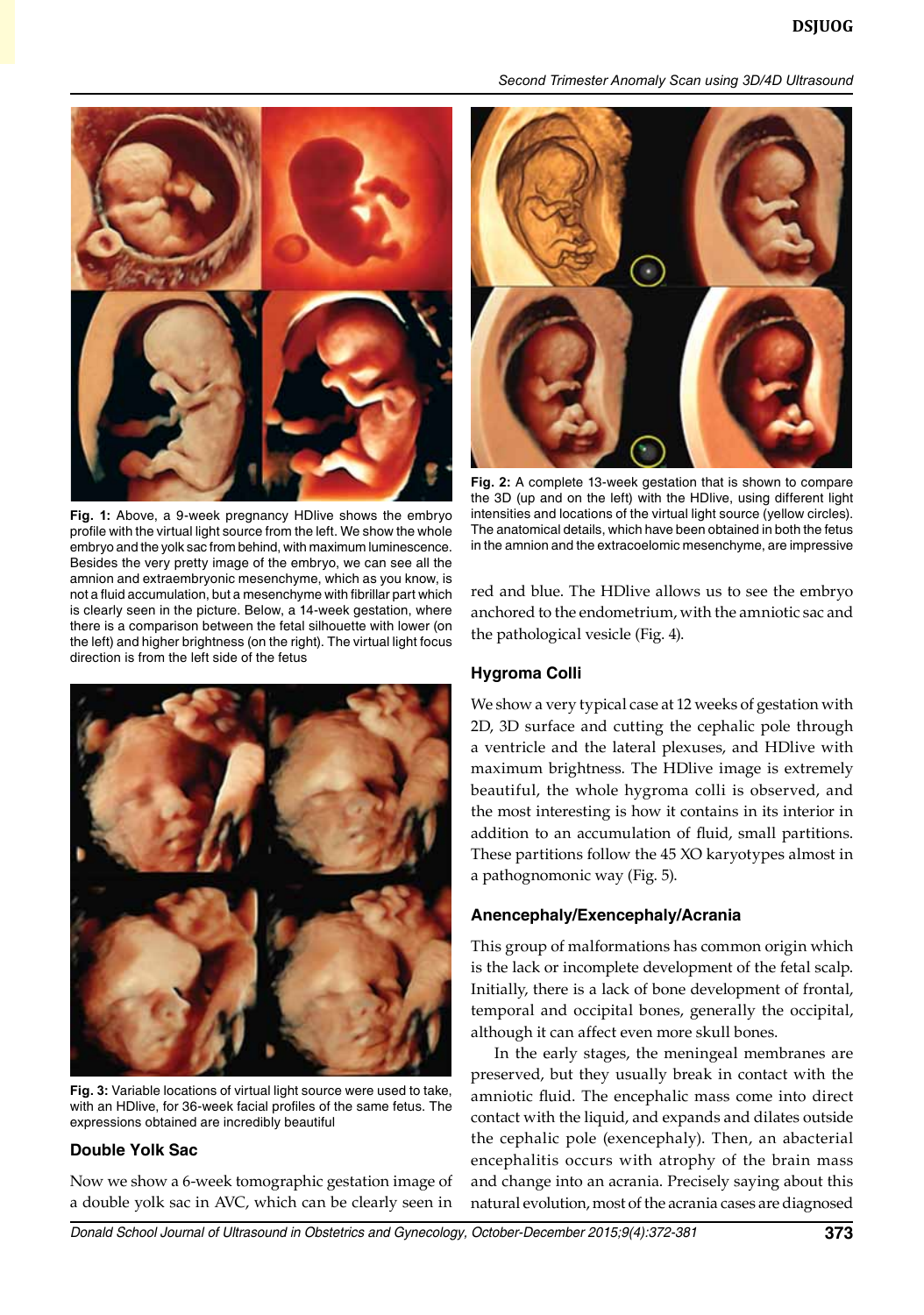Fig. 1: Above, a 9-week pregnancy HDlive shows the embryo profile with the virtual light source from the left. We show the whole embryo and the yolk sac from behind, with maximum luminescence. Besides the very pretty image of the embryo, we can see all the amnion and extraembryonic mesenchyme, which as you know, is not a fluid accumulation, but a mesenchyme with fibrillar part which is clearly seen in the picture. Below, a 14-week gestation, where there is a comparison between the fetal silhouette with lower (on the left) and higher brightness (on the right). The virtual light focus direction is from the left side of the fetus

Fig. 3: Variable locations of virtual light source were used to take, with an HDlive, for 36-week facial profiles of the same fetus. The expressions obtained are incredibly beautiful

### Double Yolk Sac

Now we show a 6-week tomographic gestation image of a double yolk sac in AVC, which can be clearly seen in red and blue. The HDlive allows us to see the embryo anchored to the endometrium, with the amniotic sac and the pathological vesicle (Fig. 4).

Fig. 2: A complete 13-week gestation that is shown to compare the 3D (up and on the left) with the HDlive, using different light intensities and locations of the virtual light source (yellow circles). The anatomical details, which have been obtained in both the fetus in the amnion and the extracoelomic mesenchyme, are impressive

### Hygroma Colli

We show a very typical case at 12 weeks of gestation with 2D, 3D surface and cutting the cephalic pole through a ventricle and the lateral plexuses, and HDlive with maximum brightness. The HDlive image is extremely beautiful, the whole hygroma colli is observed, and the most interesting is how it contains in its interior in addition to an accumulation of fluid, small partitions. These partitions follow the 45 XO karyotypes almost in a pathognomonic way (Fig. 5).

### Anencephaly/Exencephaly/Acrania

This group of malformations has common origin which is the lack or incomplete development of the fetal scalp. Initially, there is a lack of bone development of frontal, temporal and occipital bones, generally the occipital, although it can affect even more skull bones.

In the early stages, the meningeal membranes are preserved, but they usually break in contact with the amniotic fluid. The encephalic mass come into direct contact with the liquid, and expands and dilates outside the cephalic pole (exencephaly). Then, an abacterial encephalitis occurs with atrophy of the brain mass and change into an acrania. Precisely saying about this natural evolution, most of the acrania cases are diagnosed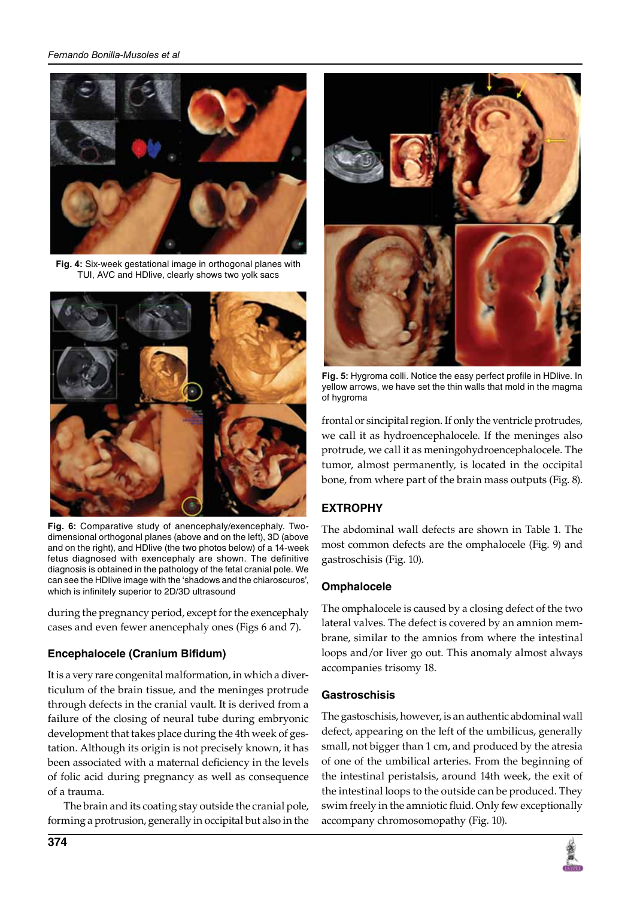Fig. 4: Six-week gestational image in orthogonal planes with TUI, AVC and HDlive, clearly shows two yolk sacs

Fig. 6: Comparative study of anencephaly/exencephaly. Two-dimensional orthogonal planes (above and on the left), 3D (above and on the right), and HDlive (the two photos below) of a 14-week fetus diagnosed with exencephaly are shown. The definitive diagnosis is obtained in the pathology of the fetal cranial pole. We can see the HDlive image with the 'shadows and the chiaroscuros', which is infinitely superior to 2D/3D ultrasound

during the pregnancy period, except for the exencephaly cases and even fewer anencephaly ones (Figs 6 and 7).

### Encephalocele (Cranium Bifidum)

It is a very rare congenital malformation, in which a diverticulum of the brain tissue, and the meninges protrude through defects in the cranial vault. It is derived from a failure of the closing of neural tube during embryonic development that takes place during the 4th week of gestation. Although its origin is not precisely known, it has been associated with a maternal deficiency in the levels of folic acid during pregnancy as well as consequence of a trauma.

The brain and its coating stay outside the cranial pole, forming a protrusion, generally in occipital but also in the frontal or sincipital region. If only the ventricle protrudes, we call it as hydroencephalocele. If the meninges also protrude, we call it as meningohydroencephalocele. The tumor, almost permanently, is located in the occipital bone, from where part of the brain mass outputs (Fig. 8).

Fig. 5: Hygroma colli. Notice the easy perfect profile in HDlive. In yellow arrows, we have set the thin walls that mold in the magma of hygroma

## EXTROPHY

The abdominal wall defects are shown in Table 1. The most common defects are the omphalocele (Fig. 9) and gastroschisis (Fig. 10).

### Omphalocele

The omphalocele is caused by a closing defect of the two lateral valves. The defect is covered by an amnion membrane, similar to the amnios from where the intestinal loops and/or liver go out. This anomaly almost always accompanies trisomy 18.

### Gastroschisis

The gastoschisis, however, is an authentic abdominal wall defect, appearing on the left of the umbilicus, generally small, not bigger than 1 cm, and produced by the atresia of one of the umbilical arteries. From the beginning of the intestinal peristalsis, around 14th week, the exit of the intestinal loops to the outside can be produced. They swim freely in the amniotic fluid. Only few exceptionally accompany chromosomopathy (Fig. 10).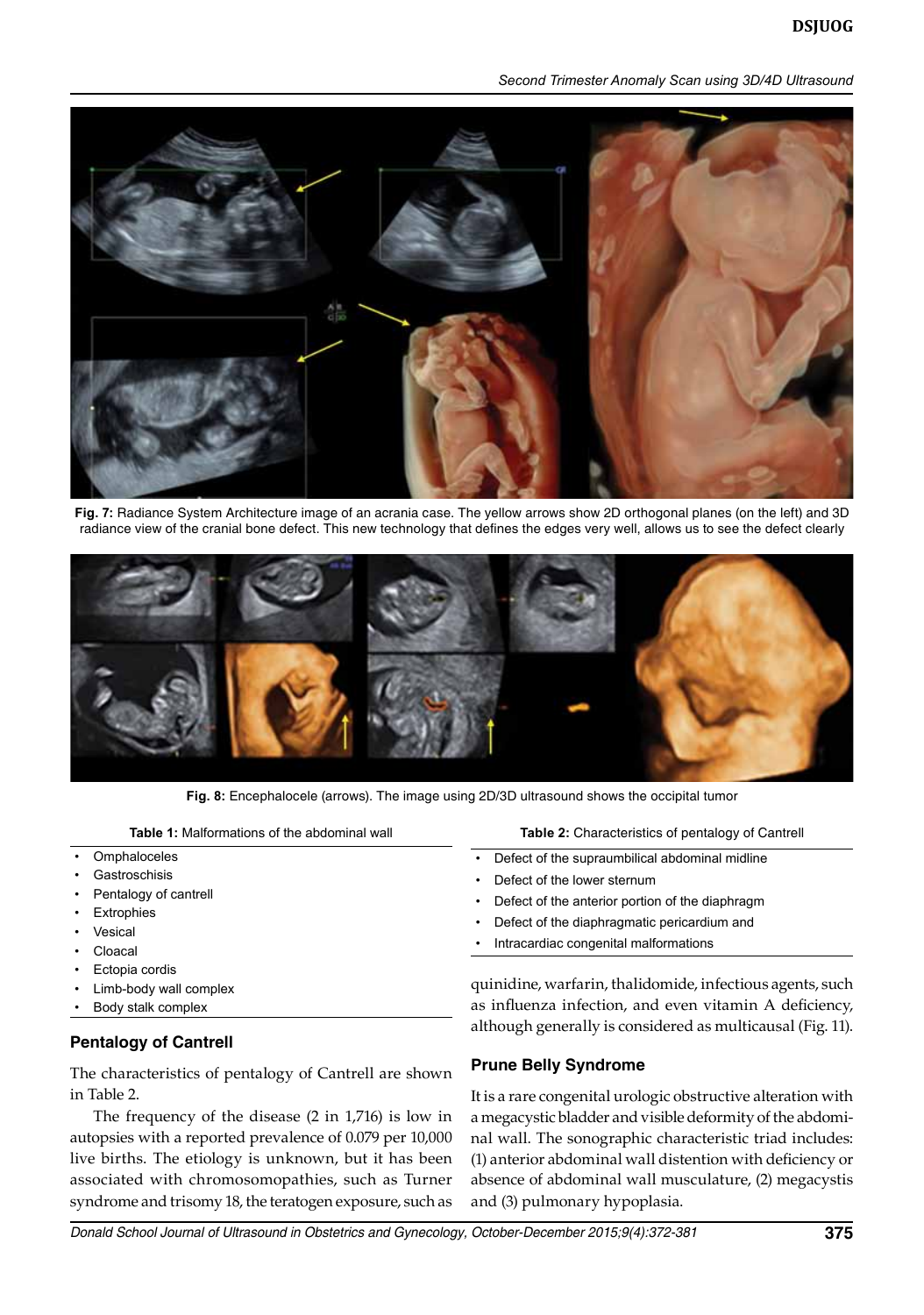Fig. 7: Radiance System Architecture image of an acrania case. The yellow arrows show 2D orthogonal planes (on the left) and 3D radiance view of the cranial bone defect. This new technology that defines the edges very well, allows us to see the defect clearly

Fig. 8: Encephalocele (arrows). The image using 2D/3D ultrasound shows the occipital tumor

**Table 1:** Malformations of the abdominal wall

- Omphaloceles
- Gastroschisis
- Pentalogy of cantrell
- Extrophies
- Vesical
- Cloacal
- Ectopia cordis
- Limb-body wall complex
- Body stalk complex

## Pentalogy of Cantrell

The characteristics of pentalogy of Cantrell are shown in Table 2.

**Table 2:** Characteristics of pentalogy of Cantrell

- Defect of the supraumbilical abdominal midline
- Defect of the lower sternum
- Defect of the anterior portion of the diaphragm
- Defect of the diaphragmatic pericardium and
- Intracardiac congenital malformations

The frequency of the disease (2 in 1,716) is low in autopsies with a reported prevalence of 0.079 per 10,000 live births. The etiology is unknown, but it has been associated with chromosomopathies, such as Turner syndrome and trisomy 18, the teratogen exposure, such as quinidine, warfarin, thalidomide, infectious agents, such as influenza infection, and even vitamin A deficiency, although generally is considered as multicausal (Fig. 11).

## Prune Belly Syndrome

It is a rare congenital urologic obstructive alteration with a megacystic bladder and visible deformity of the abdominal wall. The sonographic characteristic triad includes: (1) anterior abdominal wall distention with deficiency or absence of abdominal wall musculature, (2) megacystis and (3) pulmonary hypoplasia.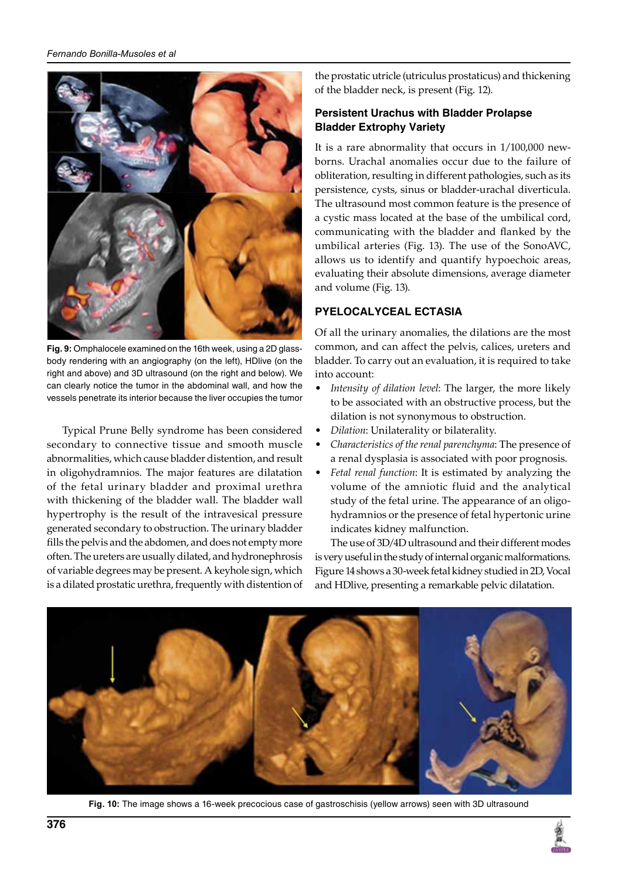Fig. 9: Omphalocele examined on the 16th week, using a 2D glass-body rendering with an angiography (on the left), HDlive (on the right and above) and 3D ultrasound (on the right and below). We can clearly notice the tumor in the abdominal wall, and how the vessels penetrate its interior because the liver occupies the tumor

Typical Prune Belly syndrome has been considered secondary to connective tissue and smooth muscle abnormalities, which cause bladder distention, and result in oligohydramnios. The major features are dilatation of the fetal urinary bladder and proximal urethra with thickening of the bladder wall. The bladder wall hypertrophy is the result of the intravesical pressure generated secondary to obstruction. The urinary bladder fills the pelvis and the abdomen, and does not empty more often. The ureters are usually dilated, and hydronephrosis of variable degrees may be present. A keyhole sign, which is a dilated prostatic urethra, frequently with distention of the prostatic utricle (utriculus prostaticus) and thickening of the bladder neck, is present (Fig. 12).

### Persistent Urachus with Bladder Prolapse Bladder Extrophy Variety

It is a rare abnormality that occurs in 1/100,000 newborns. Urachal anomalies occur due to the failure of obliteration, resulting in different pathologies, such as its persistence, cysts, sinus or bladder-urachal diverticula. The ultrasound most common feature is the presence of a cystic mass located at the base of the umbilical cord, communicating with the bladder and flanked by the umbilical arteries (Fig. 13). The use of the SonoAVC, allows us to identify and quantify hypoechoic areas, evaluating their absolute dimensions, average diameter and volume (Fig. 13).

## PYELOCALYCEAL ECTASIA

Of all the urinary anomalies, the dilations are the most common, and can affect the pelvis, calices, ureters and bladder. To carry out an evaluation, it is required to take into account:

- *Intensity of dilation level*: The larger, the more likely to be associated with an obstructive process, but the dilation is not synonymous to obstruction.
- *Dilation*: Unilaterality or bilaterality.
- *Characteristics of the renal parenchyma*: The presence of a renal dysplasia is associated with poor prognosis.
- *Fetal renal function*: It is estimated by analyzing the volume of the amniotic fluid and the analytical study of the fetal urine. The appearance of an oligohydramnios or the presence of fetal hypertonic urine indicates kidney malfunction.

The use of 3D/4D ultrasound and their different modes is very useful in the study of internal organic malformations. Figure 14 shows a 30-week fetal kidney studied in 2D, Vocal and HDlive, presenting a remarkable pelvic dilatation.

Fig. 10: The image shows a 16-week precocious case of gastroschisis (yellow arrows) seen with 3D ultrasound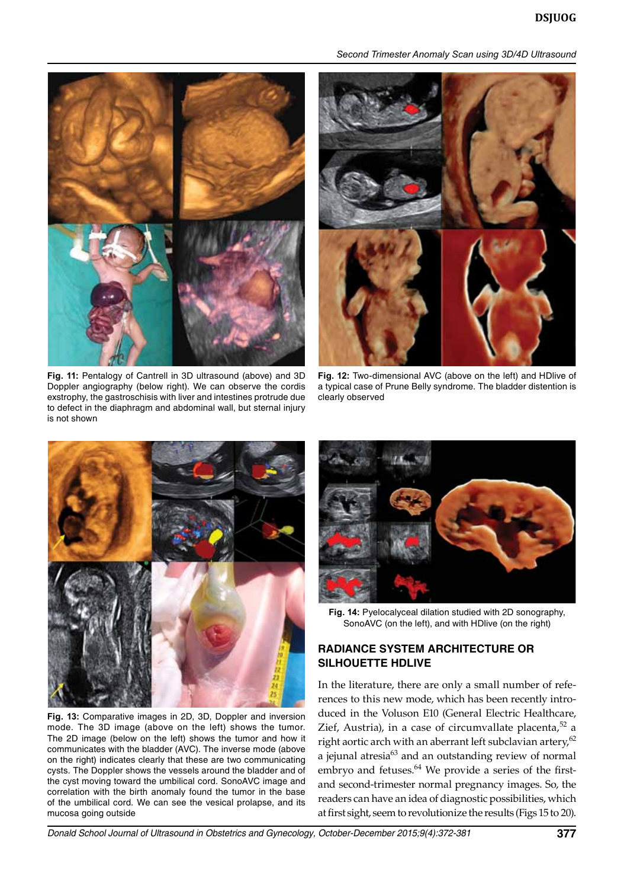Fig. 11: Pentalogy of Cantrell in 3D ultrasound (above) and 3D Doppler angiography (below right). We can observe the cordis exstrophy, the gastroschisis with liver and intestines protrude due to defect in the diaphragm and abdominal wall, but sternal injury is not shown

Fig. 12: Two-dimensional AVC (above on the left) and HDlive of a typical case of Prune Belly syndrome. The bladder distention is clearly observed

Fig. 13: Comparative images in 2D, 3D, Doppler and inversion mode. The 3D image (above on the left) shows the tumor. The 2D image (below on the left) shows the tumor and how it communicates with the bladder (AVC). The inverse mode (above on the right) indicates clearly that these are two communicating cysts. The Doppler shows the vessels around the bladder and of the cyst moving toward the umbilical cord. SonoAVC image and correlation with the birth anomaly found the tumor in the base of the umbilical cord. We can see the vesical prolapse, and its mucosa going outside

Fig. 14: Pyelocalyceal dilation studied with 2D sonography, SonoAVC (on the left), and with HDlive (on the right)

## RADIANCE SYSTEM ARCHITECTURE OR SILHOUETTE HDLIVE

In the literature, there are only a small number of references to this new mode, which has been recently introduced in the Voluson E10 (General Electric Healthcare, Zief, Austria), in a case of circumvallate placenta,[52] a right aortic arch with an aberrant left subclavian artery,[62] a jejunal atresia[63] and an outstanding review of normal embryo and fetuses.[64] We provide a series of the first- and second-trimester normal pregnancy images. So, the readers can have an idea of diagnostic possibilities, which at first sight, seem to revolutionize the results (Figs 15 to 20).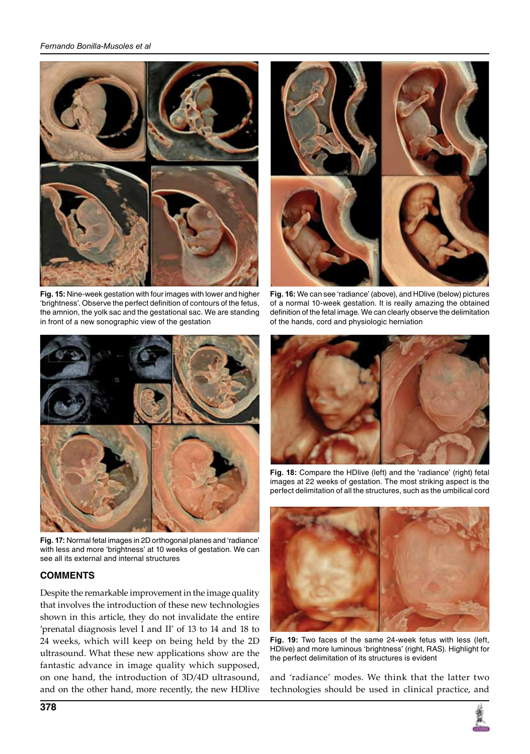**Fig. 15:** Nine-week gestation with four images with lower and higher 'brightness'. Observe the perfect definition of contours of the fetus, the amnion, the yolk sac and the gestational sac. We are standing in front of a new sonographic view of the gestation

**Fig. 16:** We can see 'radiance' (above), and HDlive (below) pictures of a normal 10-week gestation. It is really amazing the obtained definition of the fetal image. We can clearly observe the delimitation of the hands, cord and physiologic herniation

**Fig. 17:** Normal fetal images in 2D orthogonal planes and 'radiance' with less and more 'brightness' at 10 weeks of gestation. We can see all its external and internal structures

**Fig. 18:** Compare the HDlive (left) and the 'radiance' (right) fetal images at 22 weeks of gestation. The most striking aspect is the perfect delimitation of all the structures, such as the umbilical cord

**Fig. 19:** Two faces of the same 24-week fetus with less (left, HDlive) and more luminous 'brightness' (right, RAS). Highlight for the perfect delimitation of its structures is evident

## COMMENTS

Despite the remarkable improvement in the image quality that involves the introduction of these new technologies shown in this article, they do not invalidate the entire 'prenatal diagnosis level I and II' of 13 to 14 and 18 to 24 weeks, which will keep on being held by the 2D ultrasound. What these new applications show are the fantastic advance in image quality which supposed, on one hand, the introduction of 3D/4D ultrasound, and on the other hand, more recently, the new HDlive and 'radiance' modes. We think that the latter two technologies should be used in clinical practice, and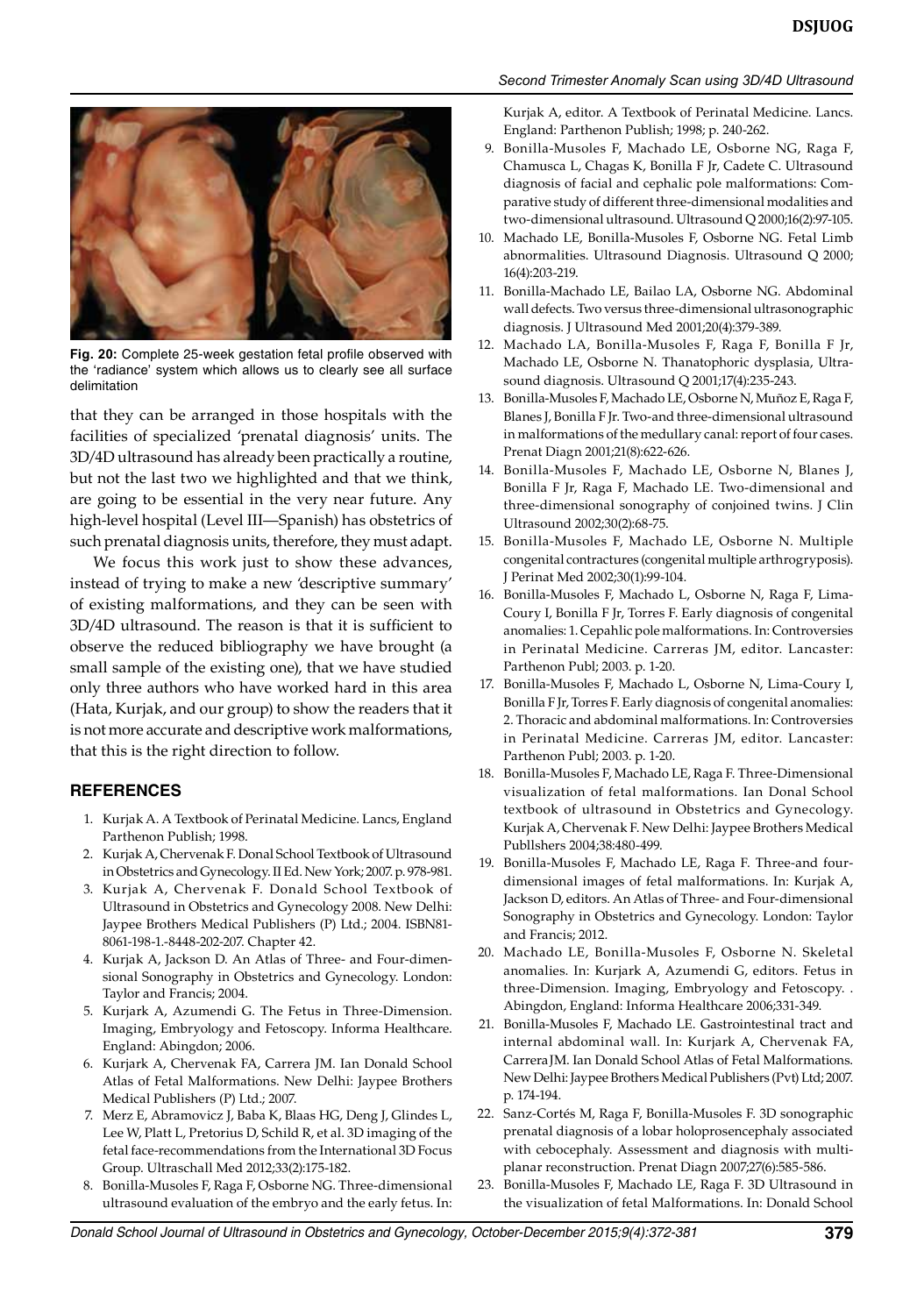Fig. 20: Complete 25-week gestation fetal profile observed with the 'radiance' system which allows us to clearly see all surface delimitation

that they can be arranged in those hospitals with the facilities of specialized 'prenatal diagnosis' units. The 3D/4D ultrasound has already been practically a routine, but not the last two we highlighted and that we think, are going to be essential in the very near future. Any high-level hospital (Level III—Spanish) has obstetrics of such prenatal diagnosis units, therefore, they must adapt.

We focus this work just to show these advances, instead of trying to make a new 'descriptive summary' of existing malformations, and they can be seen with 3D/4D ultrasound. The reason is that it is sufficient to observe the reduced bibliography we have brought (a small sample of the existing one), that we have studied only three authors who have worked hard in this area (Hata, Kurjak, and our group) to show the readers that it is not more accurate and descriptive work malformations, that this is the right direction to follow.

## REFERENCES

1. Kurjak A. A Textbook of Perinatal Medicine. Lancs, England Parthenon Publish; 1998.
2. Kurjak A, Chervenak F. Donal School Textbook of Ultrasound in Obstetrics and Gynecology. II Ed. New York; 2007. p. 978-981.
3. Kurjak A, Chervenak F. Donald School Textbook of Ultrasound in Obstetrics and Gynecology 2008. New Delhi: Jaypee Brothers Medical Publishers (P) Ltd.; 2004. ISBN81-8061-198-1.-8448-202-207. Chapter 42.
4. Kurjak A, Jackson D. An Atlas of Three- and Four-dimensional Sonography in Obstetrics and Gynecology. London: Taylor and Francis; 2004.
5. Kurjak A, Azumendi G. The Fetus in Three-Dimension. Imaging, Embryology and Fetoscopy. Informa Healthcare. England: Abingdon; 2006.
6. Kurjak A, Chervenak FA, Carrera JM. Ian Donald School Atlas of Fetal Malformations. New Delhi: Jaypee Brothers Medical Publishers (P) Ltd.; 2007.
7. Merz E, Abramovicz J, Baba K, Blaas HG, Deng J, Glindes L, Lee W, Platt L, Pretorius D, Schild R, et al. 3D imaging of the fetal face-recommendations from the International 3D Focus Group. Ultraschall Med 2012;33(2):175-182.
8. Bonilla-Musoles F, Raga F, Osborne NG. Three-dimensional ultrasound evaluation of the embryo and the early fetus. In: Kurjak A, editor. A Textbook of Perinatal Medicine. Lancs. England: Parthenon Publish; 1998; p. 240-262.
9. Bonilla-Musoles F, Machado LE, Osborne NG, Raga F, Chamusca L, Chagas K, Bonilla F Jr, Cadete C. Ultrasound diagnosis of facial and cephalic pole malformations: Comparative study of different three-dimensional modalities and two-dimensional ultrasound. Ultrasound Q 2000;16(2):97-105.
10. Machado LE, Bonilla-Musoles F, Osborne NG. Fetal Limb abnormalities. Ultrasound Diagnosis. Ultrasound Q 2000; 16(4):203-219.
11. Bonilla-Machado LE, Bailao LA, Osborne NG. Abdominal wall defects. Two versus three-dimensional ultrasonographic diagnosis. J Ultrasound Med 2001;20(4):379-389.
12. Machado LA, Bonilla-Musoles F, Raga F, Bonilla F Jr, Machado LE, Osborne N. Thanatophoric dysplasia, Ultrasound diagnosis. Ultrasound Q 2001;17(4):235-243.
13. Bonilla-Musoles F, Machado LE, Osborne N, Muñoz E, Raga F, Blanes J, Bonilla F Jr. Two-and three-dimensional ultrasound in malformations of the medullary canal: report of four cases. Prenat Diagn 2001;21(8):622-626.
14. Bonilla-Musoles F, Machado LE, Osborne N, Blanes J, Bonilla F Jr, Raga F, Machado LE. Two-dimensional and three-dimensional sonography of conjoined twins. J Clin Ultrasound 2002;30(2):68-75.
15. Bonilla-Musoles F, Machado LE, Osborne N. Multiple congenital contractures (congenital multiple arthrogryposis). J Perinat Med 2002;30(1):99-104.
16. Bonilla-Musoles F, Machado L, Osborne N, Raga F, Lima-Coury I, Bonilla F Jr, Torres F. Early diagnosis of congenital anomalies: 1. Cepahlic pole malformations. In: Controversies in Perinatal Medicine. Carreras JM, editor. Lancaster: Parthenon Publ; 2003. p. 1-20.
17. Bonilla-Musoles F, Machado L, Osborne N, Lima-Coury I, Bonilla F Jr, Torres F. Early diagnosis of congenital anomalies: 2. Thoracic and abdominal malformations. In: Controversies in Perinatal Medicine. Carreras JM, editor. Lancaster: Parthenon Publ; 2003. p. 1-20.
18. Bonilla-Musoles F, Machado LE, Raga F. Three-Dimensional visualization of fetal malformations. Ian Donal School textbook of ultrasound in Obstetrics and Gynecology. Kurjak A, Chervenak F. New Delhi: Jaypee Brothers Medical Publlshers 2004;38:480-499.
19. Bonilla-Musoles F, Machado LE, Raga F. Three-and four-dimensional images of fetal malformations. In: Kurjak A, Jackson D, editors. An Atlas of Three- and Four-dimensional Sonography in Obstetrics and Gynecology. London: Taylor and Francis; 2012.
20. Machado LE, Bonilla-Musoles F, Osborne N. Skeletal anomalies. In: Kurjark A, Azumendi G, editors. Fetus in three-Dimension. Imaging, Embryology and Fetoscopy. . Abingdon, England: Informa Healthcare 2006;331-349.
21. Bonilla-Musoles F, Machado LE. Gastrointestinal tract and internal abdominal wall. In: Kurjark A, Chervenak FA, Carrera JM. Ian Donald School Atlas of Fetal Malformations. New Delhi: Jaypee Brothers Medical Publishers (Pvt) Ltd; 2007. p. 174-194.
22. Sanz-Cortés M, Raga F, Bonilla-Musoles F. 3D sonographic prenatal diagnosis of a lobar holoprosencephaly associated with cebocephaly. Assessment and diagnosis with multiplanar reconstruction. Prenat Diagn 2007;27(6):585-586.
23. Bonilla-Musoles F, Machado LE, Raga F. 3D Ultrasound in the visualization of fetal Malformations. In: Donald School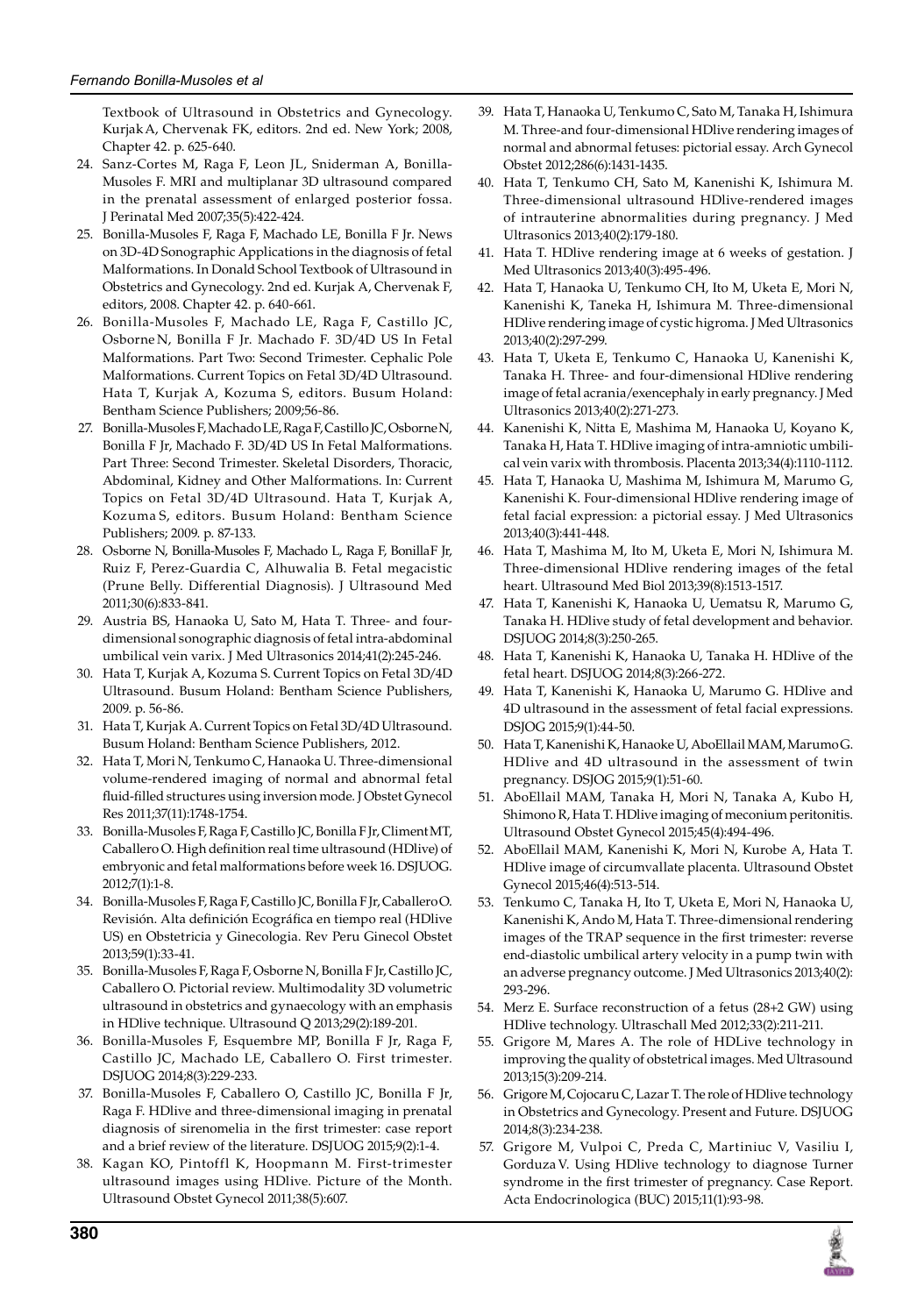Textbook of Ultrasound in Obstetrics and Gynecology. Kurjak A, Chervenak FK, editors. 2nd ed. New York; 2008, Chapter 42. p. 625-640.

24. Sanz-Cortes M, Raga F, Leon JL, Sniderman A, Bonilla-Musoles F. MRI and multiplanar 3D ultrasound compared in the prenatal assessment of enlarged posterior fossa. J Perinatal Med 2007;35(5):422-424.
25. Bonilla-Musoles F, Raga F, Machado LE, Bonilla F Jr. News on 3D-4D Sonographic Applications in the diagnosis of fetal Malformations. In Donald School Textbook of Ultrasound in Obstetrics and Gynecology. 2nd ed. Kurjak A, Chervenak F, editors, 2008. Chapter 42. p. 640-661.
26. Bonilla-Musoles F, Machado LE, Raga F, Castillo JC, Osborne N, Bonilla F Jr. Machado F. 3D/4D US In Fetal Malformations. Part Two: Second Trimester. Cephalic Pole Malformations. Current Topics on Fetal 3D/4D Ultrasound. Hata T, Kurjak A, Kozuma S, editors. Busum Holand: Bentham Science Publishers; 2009;56-86.
27. Bonilla-Musoles F, Machado LE, Raga F, Castillo JC, Osborne N, Bonilla F Jr, Machado F. 3D/4D US In Fetal Malformations. Part Three: Second Trimester. Skeletal Disorders, Thoracic, Abdominal, Kidney and Other Malformations. In: Current Topics on Fetal 3D/4D Ultrasound. Hata T, Kurjak A, Kozuma S, editors. Busum Holand: Bentham Science Publishers; 2009. p. 87-133.
28. Osborne N, Bonilla-Musoles F, Machado L, Raga F, Bonilla F Jr, Ruiz F, Perez-Guardia C, Alhuwalia B. Fetal megacistic (Prune Belly. Differential Diagnosis). J Ultrasound Med 2011;30(6):833-841.
29. Austria BS, Hanaoka U, Sato M, Hata T. Three- and four-dimensional sonographic diagnosis of fetal intra-abdominal umbilical vein varix. J Med Ultrasonics 2014;41(2):245-246.
30. Hata T, Kurjak A, Kozuma S. Current Topics on Fetal 3D/4D Ultrasound. Busum Holand: Bentham Science Publishers, 2009. p. 56-86.
31. Hata T, Kurjak A. Current Topics on Fetal 3D/4D Ultrasound. Busum Holand: Bentham Science Publishers, 2012.
32. Hata T, Mori N, Tenkumo C, Hanaoka U. Three-dimensional volume-rendered imaging of normal and abnormal fetal fluid-filled structures using inversion mode. J Obstet Gynecol Res 2011;37(11):1748-1754.
33. Bonilla-Musoles F, Raga F, Castillo JC, Bonilla F Jr, Climent MT, Caballero O. High definition real time ultrasound (HDlive) of embryonic and fetal malformations before week 16. DSJUOG. 2012;7(1):1-8.
34. Bonilla-Musoles F, Raga F, Castillo JC, Bonilla F Jr, Caballero O. Revisión. Alta definición Ecográfica en tiempo real (HDlive US) en Obstetricia y Ginecologia. Rev Peru Ginecol Obstet 2013;59(1):33-41.
35. Bonilla-Musoles F, Raga F, Osborne N, Bonilla F Jr, Castillo JC, Caballero O. Pictorial review. Multimodality 3D volumetric ultrasound in obstetrics and gynaecology with an emphasis in HDlive technique. Ultrasound Q 2013;29(2):189-201.
36. Bonilla-Musoles F, Esquembre MP, Bonilla F Jr, Raga F, Castillo JC, Machado LE, Caballero O. First trimester. DSJUOG 2014;8(3):229-233.
37. Bonilla-Musoles F, Caballero O, Castillo JC, Bonilla F Jr, Raga F. HDlive and three-dimensional imaging in prenatal diagnosis of sirenomelia in the first trimester: case report and a brief review of the literature. DSJUOG 2015;9(2):1-4.
38. Kagan KO, Pintoffl K, Hoopmann M. First-trimester ultrasound images using HDlive. Picture of the Month. Ultrasound Obstet Gynecol 2011;38(5):607.
39. Hata T, Hanaoka U, Tenkumo C, Sato M, Tanaka H, Ishimura M. Three-and four-dimensional HDlive rendering images of normal and abnormal fetuses: pictorial essay. Arch Gynecol Obstet 2012;286(6):1431-1435.
40. Hata T, Tenkumo CH, Sato M, Kanenishi K, Ishimura M. Three-dimensional ultrasound HDlive-rendered images of intrauterine abnormalities during pregnancy. J Med Ultrasonics 2013;40(2):179-180.
41. Hata T. HDlive rendering image at 6 weeks of gestation. J Med Ultrasonics 2013;40(3):495-496.
42. Hata T, Hanaoka U, Tenkumo CH, Ito M, Uketa E, Mori N, Kanenishi K, Taneka H, Ishimura M. Three-dimensional HDlive rendering image of cystic higroma. J Med Ultrasonics 2013;40(2):297-299.
43. Hata T, Uketa E, Tenkumo C, Hanaoka U, Kanenishi K, Tanaka H. Three- and four-dimensional HDlive rendering image of fetal acrania/exencephaly in early pregnancy. J Med Ultrasonics 2013;40(2):271-273.
44. Kanenishi K, Nitta E, Mashima M, Hanaoka U, Koyano K, Tanaka H, Hata T. HDlive imaging of intra-amniotic umbilical vein varix with thrombosis. Placenta 2013;34(4):1110-1112.
45. Hata T, Hanaoka U, Mashima M, Ishimura M, Marumo G, Kanenishi K. Four-dimensional HDlive rendering image of fetal facial expression: a pictorial essay. J Med Ultrasonics 2013;40(3):441-448.
46. Hata T, Mashima M, Ito M, Uketa E, Mori N, Ishimura M. Three-dimensional HDlive rendering images of the fetal heart. Ultrasound Med Biol 2013;39(8):1513-1517.
47. Hata T, Kanenishi K, Hanaoka U, Uematsu R, Marumo G, Tanaka H. HDlive study of fetal development and behavior. DSJUOG 2014;8(3):250-265.
48. Hata T, Kanenishi K, Hanaoka U, Tanaka H. HDlive of the fetal heart. DSJUOG 2014;8(3):266-272.
49. Hata T, Kanenishi K, Hanaoka U, Marumo G. HDlive and 4D ultrasound in the assessment of fetal facial expressions. DSJOG 2015;9(1):44-50.
50. Hata T, Kanenishi K, Hanaoke U, AboEllail MAM, Marumo G. HDlive and 4D ultrasound in the assessment of twin pregnancy. DSJOG 2015;9(1):51-60.
51. AboEllail MAM, Tanaka H, Mori N, Tanaka A, Kubo H, Shimono R, Hata T. HDlive imaging of meconium peritonitis. Ultrasound Obstet Gynecol 2015;45(4):494-496.
52. AboEllail MAM, Kanenishi K, Mori N, Kurobe A, Hata T. HDlive image of circumvallate placenta. Ultrasound Obstet Gynecol 2015;46(4):513-514.
53. Tenkumo C, Tanaka H, Ito T, Uketa E, Mori N, Hanaoka U, Kanenishi K, Ando M, Hata T. Three-dimensional rendering images of the TRAP sequence in the first trimester: reverse end-diastolic umbilical artery velocity in a pump twin with an adverse pregnancy outcome. J Med Ultrasonics 2013;40(2): 293-296.
54. Merz E. Surface reconstruction of a fetus (28+2 GW) using HDlive technology. Ultraschall Med 2012;33(2):211-211.
55. Grigore M, Mares A. The role of HDLive technology in improving the quality of obstetrical images. Med Ultrasound 2013;15(3):209-214.
56. Grigore M, Cojocaru C, Lazar T. The role of HDlive technology in Obstetrics and Gynecology. Present and Future. DSJUOG 2014;8(3):234-238.
57. Grigore M, Vulpoi C, Preda C, Martiniuc V, Vasiliu I, Gorduza V. Using HDlive technology to diagnose Turner syndrome in the first trimester of pregnancy. Case Report. Acta Endocrinologica (BUC) 2015;11(1):93-98.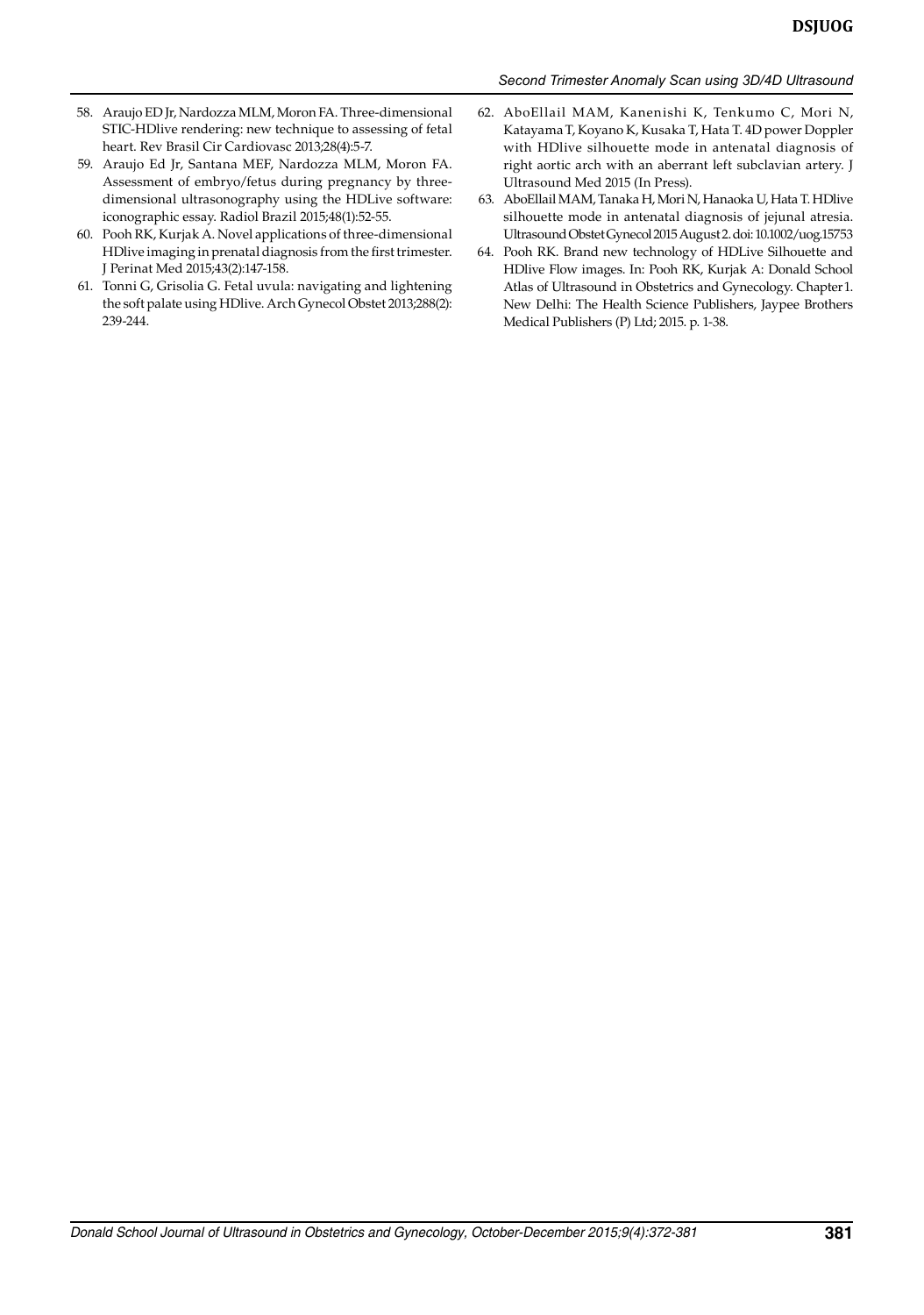58. Araujo ED Jr, Nardozza MLM, Moron FA. Three-dimensional STIC-HDlive rendering: new technique to assessing of fetal heart. Rev Brasil Cir Cardiovasc 2013;28(4):5-7.
59. Araujo Ed Jr, Santana MEF, Nardozza MLM, Moron FA. Assessment of embryo/fetus during pregnancy by three-dimensional ultrasonography using the HDLive software: iconographic essay. Radiol Brazil 2015;48(1):52-55.
60. Pooh RK, Kurjak A. Novel applications of three-dimensional HDlive imaging in prenatal diagnosis from the first trimester. J Perinat Med 2015;43(2):147-158.
61. Tonni G, Grisolia G. Fetal uvula: navigating and lightening the soft palate using HDlive. Arch Gynecol Obstet 2013;288(2): 239-244.
62. AboEllail MAM, Kanenishi K, Tenkumo C, Mori N, Katayama T, Koyano K, Kusaka T, Hata T. 4D power Doppler with HDlive silhouette mode in antenatal diagnosis of right aortic arch with an aberrant left subclavian artery. J Ultrasound Med 2015 (In Press).
63. AboEllail MAM, Tanaka H, Mori N, Hanaoka U, Hata T. HDlive silhouette mode in antenatal diagnosis of jejunal atresia. Ultrasound Obstet Gynecol 2015 August 2. doi: 10.1002/uog.15753
64. Pooh RK. Brand new technology of HDLive Silhouette and HDlive Flow images. In: Pooh RK, Kurjak A: Donald School Atlas of Ultrasound in Obstetrics and Gynecology. Chapter 1. New Delhi: The Health Science Publishers, Jaypee Brothers Medical Publishers (P) Ltd; 2015. p. 1-38.